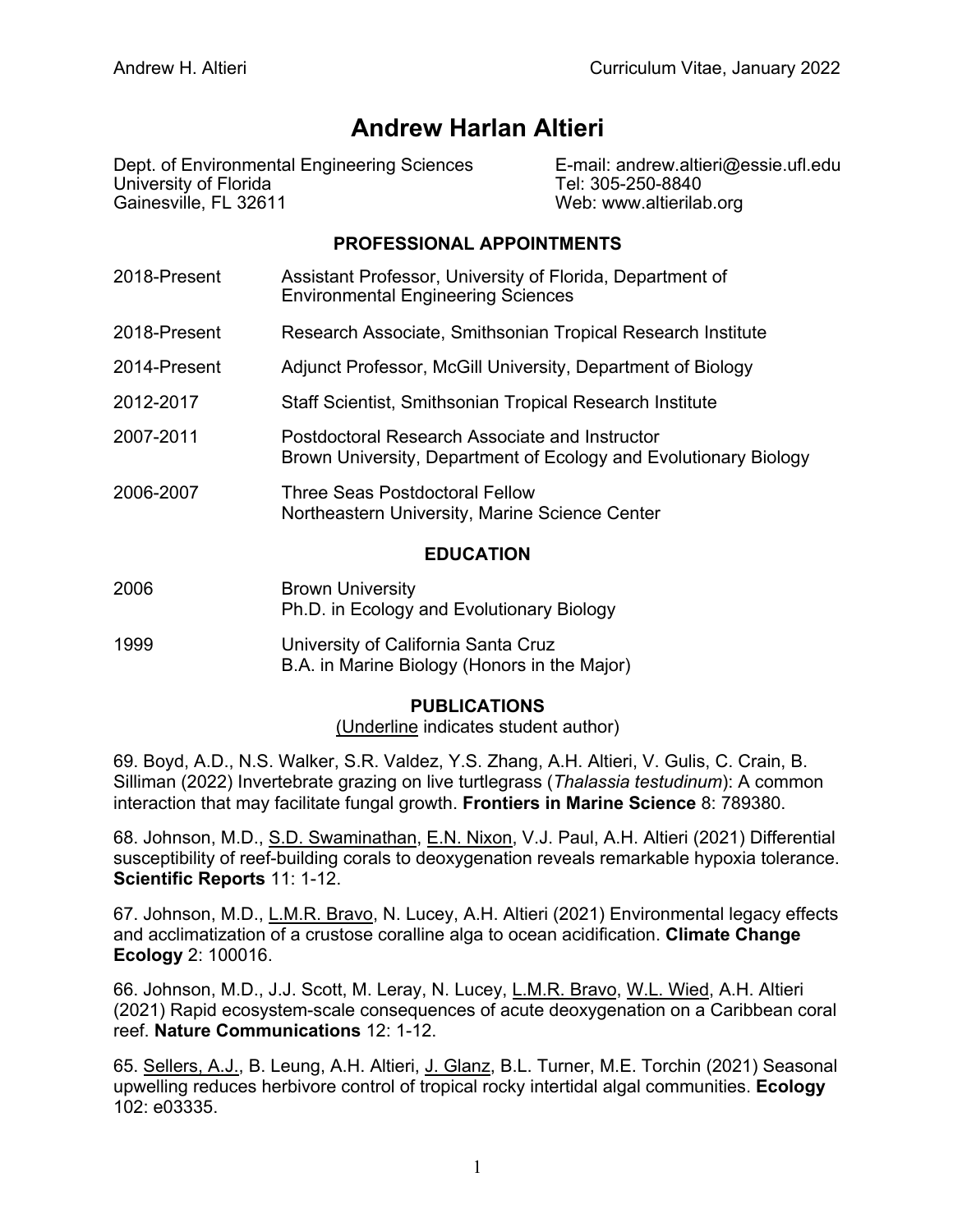# Andrew Harlan Altieri

Dept. of Environmental Engineering Sciences
University of Florida
Gainesville, FL 32611

E-mail: andrew.altieri@essie.ufl.edu
Tel: 305-250-8840
Web: www.altierilab.org

## PROFESSIONAL APPOINTMENTS

2018-Present — Assistant Professor, University of Florida, Department of Environmental Engineering Sciences

2018-Present — Research Associate, Smithsonian Tropical Research Institute

2014-Present — Adjunct Professor, McGill University, Department of Biology

2012-2017 — Staff Scientist, Smithsonian Tropical Research Institute

2007-2011 — Postdoctoral Research Associate and Instructor
Brown University, Department of Ecology and Evolutionary Biology

2006-2007 — Three Seas Postdoctoral Fellow
Northeastern University, Marine Science Center

## EDUCATION

2006 — Brown University
Ph.D. in Ecology and Evolutionary Biology

1999 — University of California Santa Cruz
B.A. in Marine Biology (Honors in the Major)

## PUBLICATIONS

(<u>Underline</u> indicates student author)

69. Boyd, A.D., N.S. Walker, S.R. Valdez, Y.S. Zhang, A.H. Altieri, V. Gulis, C. Crain, B. Silliman (2022) Invertebrate grazing on live turtlegrass (*Thalassia testudinum*): A common interaction that may facilitate fungal growth. **Frontiers in Marine Science** 8: 789380.

68. Johnson, M.D., <u>S.D. Swaminathan</u>, <u>E.N. Nixon</u>, V.J. Paul, A.H. Altieri (2021) Differential susceptibility of reef-building corals to deoxygenation reveals remarkable hypoxia tolerance. **Scientific Reports** 11: 1-12.

67. Johnson, M.D., <u>L.M.R. Bravo</u>, N. Lucey, A.H. Altieri (2021) Environmental legacy effects and acclimatization of a crustose coralline alga to ocean acidification. **Climate Change Ecology** 2: 100016.

66. Johnson, M.D., J.J. Scott, M. Leray, N. Lucey, <u>L.M.R. Bravo</u>, <u>W.L. Wied</u>, A.H. Altieri (2021) Rapid ecosystem-scale consequences of acute deoxygenation on a Caribbean coral reef. **Nature Communications** 12: 1-12.

65. <u>Sellers, A.J.</u>, B. Leung, A.H. Altieri, <u>J. Glanz</u>, B.L. Turner, M.E. Torchin (2021) Seasonal upwelling reduces herbivore control of tropical rocky intertidal algal communities. **Ecology** 102: e03335.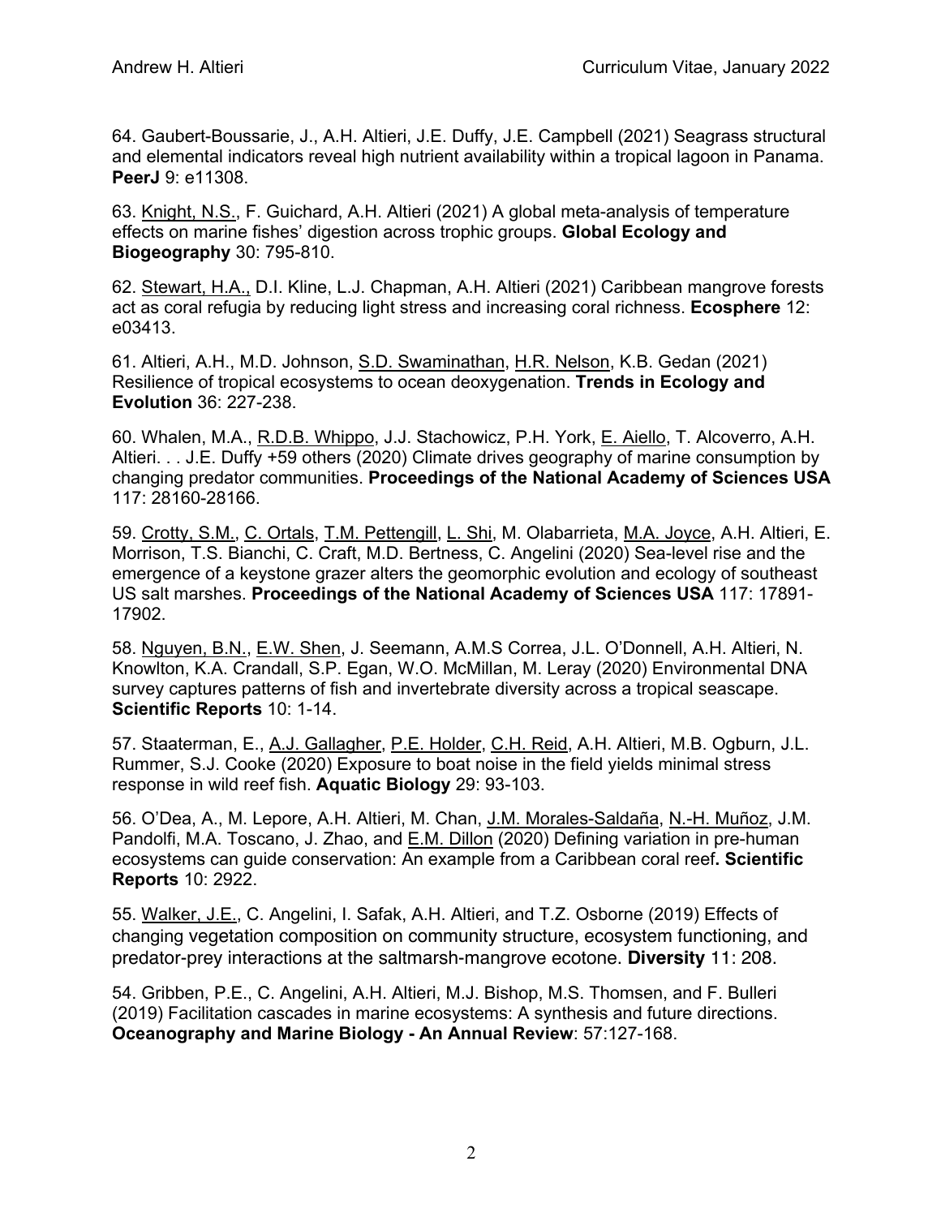64. Gaubert-Boussarie, J., A.H. Altieri, J.E. Duffy, J.E. Campbell (2021) Seagrass structural and elemental indicators reveal high nutrient availability within a tropical lagoon in Panama. **PeerJ** 9: e11308.

63. Knight, N.S., F. Guichard, A.H. Altieri (2021) A global meta-analysis of temperature effects on marine fishes' digestion across trophic groups. **Global Ecology and Biogeography** 30: 795-810.

62. Stewart, H.A., D.I. Kline, L.J. Chapman, A.H. Altieri (2021) Caribbean mangrove forests act as coral refugia by reducing light stress and increasing coral richness. **Ecosphere** 12: e03413.

61. Altieri, A.H., M.D. Johnson, S.D. Swaminathan, H.R. Nelson, K.B. Gedan (2021) Resilience of tropical ecosystems to ocean deoxygenation. **Trends in Ecology and Evolution** 36: 227-238.

60. Whalen, M.A., R.D.B. Whippo, J.J. Stachowicz, P.H. York, E. Aiello, T. Alcoverro, A.H. Altieri. . . J.E. Duffy +59 others (2020) Climate drives geography of marine consumption by changing predator communities. **Proceedings of the National Academy of Sciences USA** 117: 28160-28166.

59. Crotty, S.M., C. Ortals, T.M. Pettengill, L. Shi, M. Olabarrieta, M.A. Joyce, A.H. Altieri, E. Morrison, T.S. Bianchi, C. Craft, M.D. Bertness, C. Angelini (2020) Sea-level rise and the emergence of a keystone grazer alters the geomorphic evolution and ecology of southeast US salt marshes. **Proceedings of the National Academy of Sciences USA** 117: 17891-17902.

58. Nguyen, B.N., E.W. Shen, J. Seemann, A.M.S Correa, J.L. O'Donnell, A.H. Altieri, N. Knowlton, K.A. Crandall, S.P. Egan, W.O. McMillan, M. Leray (2020) Environmental DNA survey captures patterns of fish and invertebrate diversity across a tropical seascape. **Scientific Reports** 10: 1-14.

57. Staaterman, E., A.J. Gallagher, P.E. Holder, C.H. Reid, A.H. Altieri, M.B. Ogburn, J.L. Rummer, S.J. Cooke (2020) Exposure to boat noise in the field yields minimal stress response in wild reef fish. **Aquatic Biology** 29: 93-103.

56. O'Dea, A., M. Lepore, A.H. Altieri, M. Chan, J.M. Morales-Saldaña, N.-H. Muñoz, J.M. Pandolfi, M.A. Toscano, J. Zhao, and E.M. Dillon (2020) Defining variation in pre-human ecosystems can guide conservation: An example from a Caribbean coral reef**. Scientific Reports** 10: 2922.

55. Walker, J.E., C. Angelini, I. Safak, A.H. Altieri, and T.Z. Osborne (2019) Effects of changing vegetation composition on community structure, ecosystem functioning, and predator-prey interactions at the saltmarsh-mangrove ecotone. **Diversity** 11: 208.

54. Gribben, P.E., C. Angelini, A.H. Altieri, M.J. Bishop, M.S. Thomsen, and F. Bulleri (2019) Facilitation cascades in marine ecosystems: A synthesis and future directions. **Oceanography and Marine Biology - An Annual Review**: 57:127-168.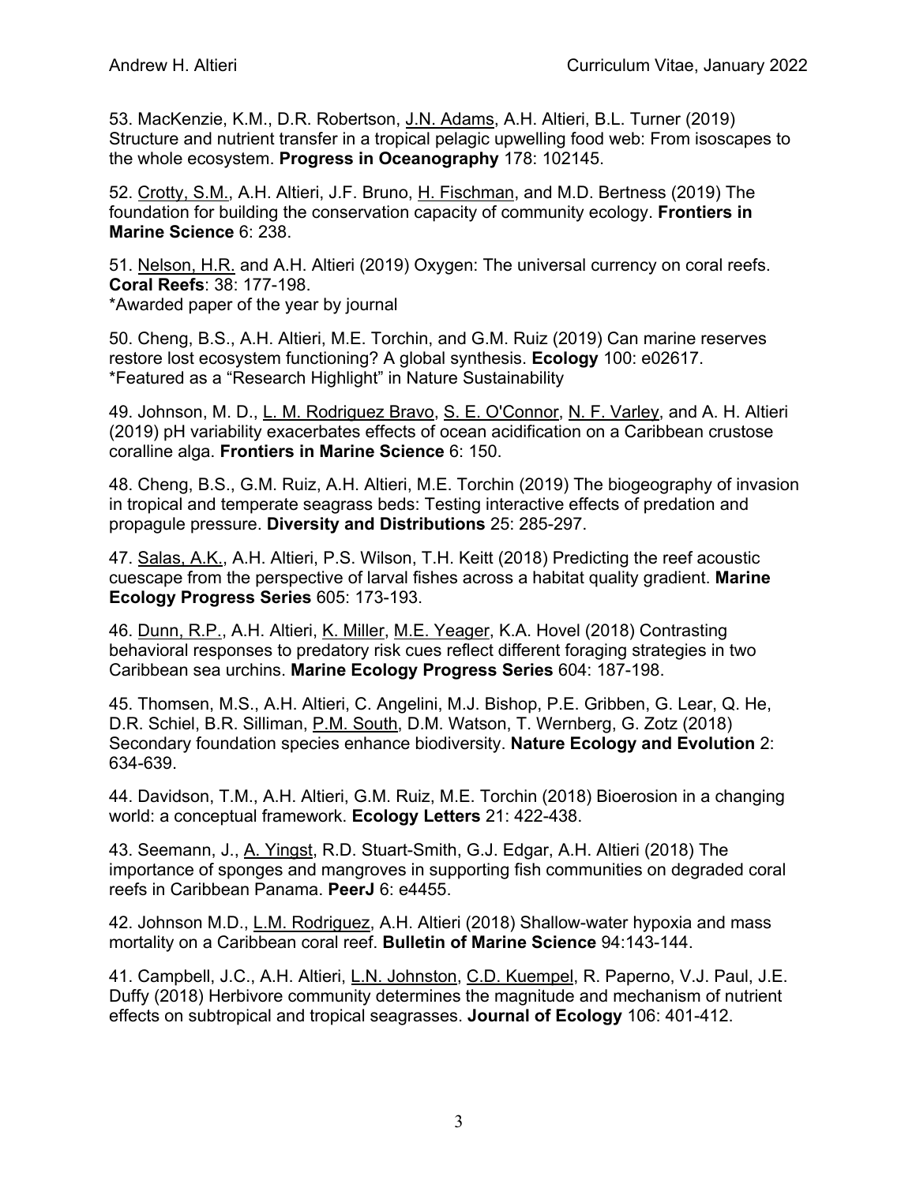53. MacKenzie, K.M., D.R. Robertson, J.N. Adams, A.H. Altieri, B.L. Turner (2019) Structure and nutrient transfer in a tropical pelagic upwelling food web: From isoscapes to the whole ecosystem. **Progress in Oceanography** 178: 102145.

52. Crotty, S.M., A.H. Altieri, J.F. Bruno, H. Fischman, and M.D. Bertness (2019) The foundation for building the conservation capacity of community ecology. **Frontiers in Marine Science** 6: 238.

51. Nelson, H.R. and A.H. Altieri (2019) Oxygen: The universal currency on coral reefs. **Coral Reefs**: 38: 177-198.
*Awarded paper of the year by journal

50. Cheng, B.S., A.H. Altieri, M.E. Torchin, and G.M. Ruiz (2019) Can marine reserves restore lost ecosystem functioning? A global synthesis. **Ecology** 100: e02617.
*Featured as a "Research Highlight" in Nature Sustainability

49. Johnson, M. D., L. M. Rodriguez Bravo, S. E. O'Connor, N. F. Varley, and A. H. Altieri (2019) pH variability exacerbates effects of ocean acidification on a Caribbean crustose coralline alga. **Frontiers in Marine Science** 6: 150.

48. Cheng, B.S., G.M. Ruiz, A.H. Altieri, M.E. Torchin (2019) The biogeography of invasion in tropical and temperate seagrass beds: Testing interactive effects of predation and propagule pressure. **Diversity and Distributions** 25: 285-297.

47. Salas, A.K., A.H. Altieri, P.S. Wilson, T.H. Keitt (2018) Predicting the reef acoustic cuescape from the perspective of larval fishes across a habitat quality gradient. **Marine Ecology Progress Series** 605: 173-193.

46. Dunn, R.P., A.H. Altieri, K. Miller, M.E. Yeager, K.A. Hovel (2018) Contrasting behavioral responses to predatory risk cues reflect different foraging strategies in two Caribbean sea urchins. **Marine Ecology Progress Series** 604: 187-198.

45. Thomsen, M.S., A.H. Altieri, C. Angelini, M.J. Bishop, P.E. Gribben, G. Lear, Q. He, D.R. Schiel, B.R. Silliman, P.M. South, D.M. Watson, T. Wernberg, G. Zotz (2018) Secondary foundation species enhance biodiversity. **Nature Ecology and Evolution** 2: 634-639.

44. Davidson, T.M., A.H. Altieri, G.M. Ruiz, M.E. Torchin (2018) Bioerosion in a changing world: a conceptual framework. **Ecology Letters** 21: 422-438.

43. Seemann, J., A. Yingst, R.D. Stuart-Smith, G.J. Edgar, A.H. Altieri (2018) The importance of sponges and mangroves in supporting fish communities on degraded coral reefs in Caribbean Panama. **PeerJ** 6: e4455.

42. Johnson M.D., L.M. Rodriguez, A.H. Altieri (2018) Shallow-water hypoxia and mass mortality on a Caribbean coral reef. **Bulletin of Marine Science** 94:143-144.

41. Campbell, J.C., A.H. Altieri, L.N. Johnston, C.D. Kuempel, R. Paperno, V.J. Paul, J.E. Duffy (2018) Herbivore community determines the magnitude and mechanism of nutrient effects on subtropical and tropical seagrasses. **Journal of Ecology** 106: 401-412.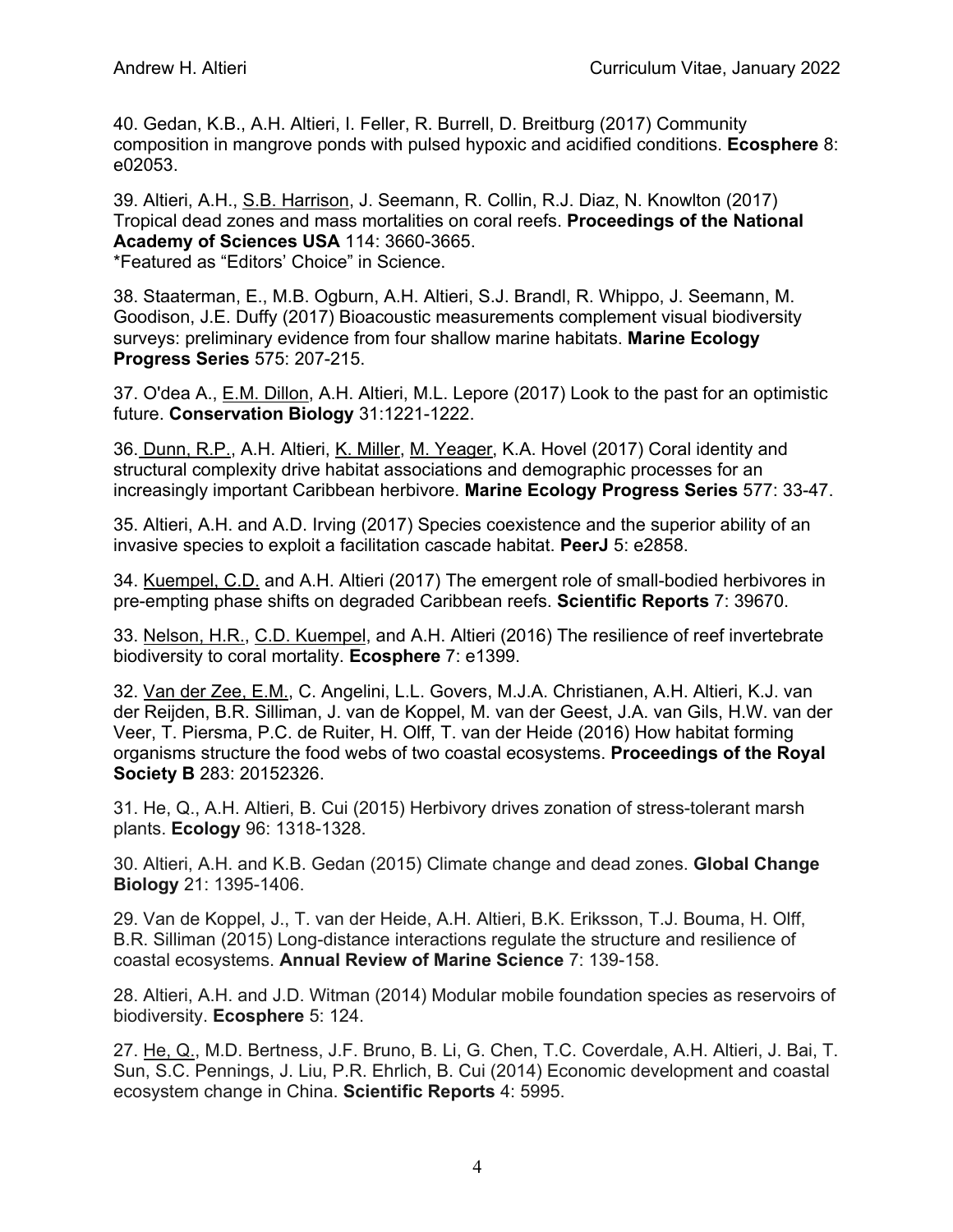40. Gedan, K.B., A.H. Altieri, I. Feller, R. Burrell, D. Breitburg (2017) Community composition in mangrove ponds with pulsed hypoxic and acidified conditions. **Ecosphere** 8: e02053.

39. Altieri, A.H., S.B. Harrison, J. Seemann, R. Collin, R.J. Diaz, N. Knowlton (2017) Tropical dead zones and mass mortalities on coral reefs. **Proceedings of the National Academy of Sciences USA** 114: 3660-3665.
*Featured as "Editors' Choice" in Science.

38. Staaterman, E., M.B. Ogburn, A.H. Altieri, S.J. Brandl, R. Whippo, J. Seemann, M. Goodison, J.E. Duffy (2017) Bioacoustic measurements complement visual biodiversity surveys: preliminary evidence from four shallow marine habitats. **Marine Ecology Progress Series** 575: 207-215.

37. O'dea A., E.M. Dillon, A.H. Altieri, M.L. Lepore (2017) Look to the past for an optimistic future. **Conservation Biology** 31:1221-1222.

36. Dunn, R.P., A.H. Altieri, K. Miller, M. Yeager, K.A. Hovel (2017) Coral identity and structural complexity drive habitat associations and demographic processes for an increasingly important Caribbean herbivore. **Marine Ecology Progress Series** 577: 33-47.

35. Altieri, A.H. and A.D. Irving (2017) Species coexistence and the superior ability of an invasive species to exploit a facilitation cascade habitat. **PeerJ** 5: e2858.

34. Kuempel, C.D. and A.H. Altieri (2017) The emergent role of small-bodied herbivores in pre-empting phase shifts on degraded Caribbean reefs. **Scientific Reports** 7: 39670.

33. Nelson, H.R., C.D. Kuempel, and A.H. Altieri (2016) The resilience of reef invertebrate biodiversity to coral mortality. **Ecosphere** 7: e1399.

32. Van der Zee, E.M., C. Angelini, L.L. Govers, M.J.A. Christianen, A.H. Altieri, K.J. van der Reijden, B.R. Silliman, J. van de Koppel, M. van der Geest, J.A. van Gils, H.W. van der Veer, T. Piersma, P.C. de Ruiter, H. Olff, T. van der Heide (2016) How habitat forming organisms structure the food webs of two coastal ecosystems. **Proceedings of the Royal Society B** 283: 20152326.

31. He, Q., A.H. Altieri, B. Cui (2015) Herbivory drives zonation of stress-tolerant marsh plants. **Ecology** 96: 1318-1328.

30. Altieri, A.H. and K.B. Gedan (2015) Climate change and dead zones. **Global Change Biology** 21: 1395-1406.

29. Van de Koppel, J., T. van der Heide, A.H. Altieri, B.K. Eriksson, T.J. Bouma, H. Olff, B.R. Silliman (2015) Long-distance interactions regulate the structure and resilience of coastal ecosystems. **Annual Review of Marine Science** 7: 139-158.

28. Altieri, A.H. and J.D. Witman (2014) Modular mobile foundation species as reservoirs of biodiversity. **Ecosphere** 5: 124.

27. He, Q., M.D. Bertness, J.F. Bruno, B. Li, G. Chen, T.C. Coverdale, A.H. Altieri, J. Bai, T. Sun, S.C. Pennings, J. Liu, P.R. Ehrlich, B. Cui (2014) Economic development and coastal ecosystem change in China. **Scientific Reports** 4: 5995.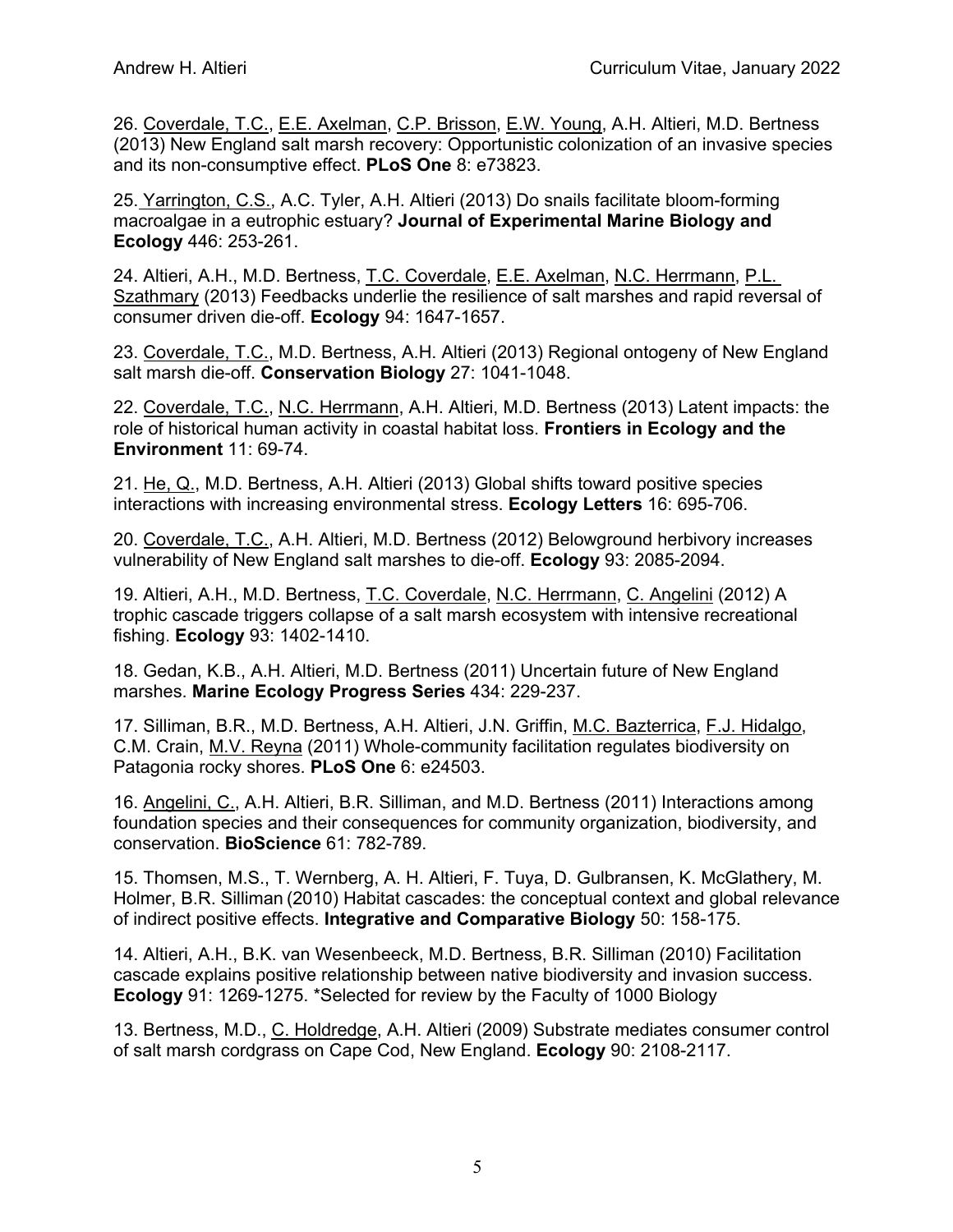26. <u>Coverdale, T.C.</u>, <u>E.E. Axelman</u>, <u>C.P. Brisson</u>, <u>E.W. Young</u>, A.H. Altieri, M.D. Bertness (2013) New England salt marsh recovery: Opportunistic colonization of an invasive species and its non-consumptive effect. **PLoS One** 8: e73823.

25. <u>Yarrington, C.S.</u>, A.C. Tyler, A.H. Altieri (2013) Do snails facilitate bloom-forming macroalgae in a eutrophic estuary? **Journal of Experimental Marine Biology and Ecology** 446: 253-261.

24. Altieri, A.H., M.D. Bertness, <u>T.C. Coverdale</u>, <u>E.E. Axelman</u>, <u>N.C. Herrmann</u>, <u>P.L. Szathmary</u> (2013) Feedbacks underlie the resilience of salt marshes and rapid reversal of consumer driven die-off. **Ecology** 94: 1647-1657.

23. <u>Coverdale, T.C.</u>, M.D. Bertness, A.H. Altieri (2013) Regional ontogeny of New England salt marsh die-off. **Conservation Biology** 27: 1041-1048.

22. <u>Coverdale, T.C.</u>, <u>N.C. Herrmann</u>, A.H. Altieri, M.D. Bertness (2013) Latent impacts: the role of historical human activity in coastal habitat loss. **Frontiers in Ecology and the Environment** 11: 69-74.

21. <u>He, Q.</u>, M.D. Bertness, A.H. Altieri (2013) Global shifts toward positive species interactions with increasing environmental stress. **Ecology Letters** 16: 695-706.

20. <u>Coverdale, T.C.</u>, A.H. Altieri, M.D. Bertness (2012) Belowground herbivory increases vulnerability of New England salt marshes to die-off. **Ecology** 93: 2085-2094.

19. Altieri, A.H., M.D. Bertness, <u>T.C. Coverdale</u>, <u>N.C. Herrmann</u>, <u>C. Angelini</u> (2012) A trophic cascade triggers collapse of a salt marsh ecosystem with intensive recreational fishing. **Ecology** 93: 1402-1410.

18. Gedan, K.B., A.H. Altieri, M.D. Bertness (2011) Uncertain future of New England marshes. **Marine Ecology Progress Series** 434: 229-237.

17. Silliman, B.R., M.D. Bertness, A.H. Altieri, J.N. Griffin, <u>M.C. Bazterrica</u>, <u>F.J. Hidalgo</u>, C.M. Crain, <u>M.V. Reyna</u> (2011) Whole-community facilitation regulates biodiversity on Patagonia rocky shores. **PLoS One** 6: e24503.

16. <u>Angelini, C.</u>, A.H. Altieri, B.R. Silliman, and M.D. Bertness (2011) Interactions among foundation species and their consequences for community organization, biodiversity, and conservation. **BioScience** 61: 782-789.

15. Thomsen, M.S., T. Wernberg, A. H. Altieri, F. Tuya, D. Gulbransen, K. McGlathery, M. Holmer, B.R. Silliman (2010) Habitat cascades: the conceptual context and global relevance of indirect positive effects. **Integrative and Comparative Biology** 50: 158-175.

14. Altieri, A.H., B.K. van Wesenbeeck, M.D. Bertness, B.R. Silliman (2010) Facilitation cascade explains positive relationship between native biodiversity and invasion success. **Ecology** 91: 1269-1275. *Selected for review by the Faculty of 1000 Biology

13. Bertness, M.D., <u>C. Holdredge</u>, A.H. Altieri (2009) Substrate mediates consumer control of salt marsh cordgrass on Cape Cod, New England. **Ecology** 90: 2108-2117.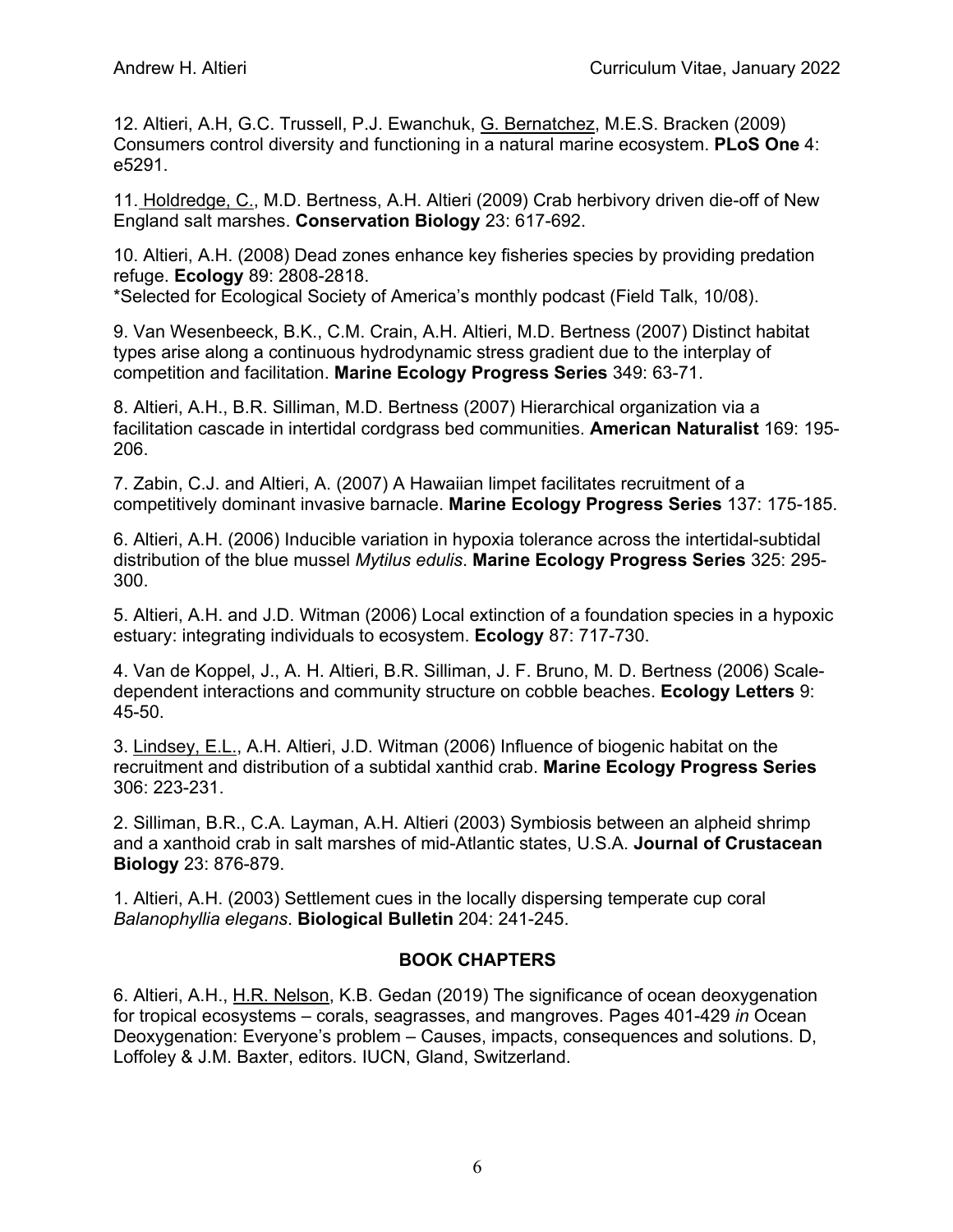12. Altieri, A.H, G.C. Trussell, P.J. Ewanchuk, G. Bernatchez, M.E.S. Bracken (2009) Consumers control diversity and functioning in a natural marine ecosystem. **PLoS One** 4: e5291.

11. Holdredge, C., M.D. Bertness, A.H. Altieri (2009) Crab herbivory driven die-off of New England salt marshes. **Conservation Biology** 23: 617-692.

10. Altieri, A.H. (2008) Dead zones enhance key fisheries species by providing predation refuge. **Ecology** 89: 2808-2818.
*Selected for Ecological Society of America's monthly podcast (Field Talk, 10/08).

9. Van Wesenbeeck, B.K., C.M. Crain, A.H. Altieri, M.D. Bertness (2007) Distinct habitat types arise along a continuous hydrodynamic stress gradient due to the interplay of competition and facilitation. **Marine Ecology Progress Series** 349: 63-71.

8. Altieri, A.H., B.R. Silliman, M.D. Bertness (2007) Hierarchical organization via a facilitation cascade in intertidal cordgrass bed communities. **American Naturalist** 169: 195-206.

7. Zabin, C.J. and Altieri, A. (2007) A Hawaiian limpet facilitates recruitment of a competitively dominant invasive barnacle. **Marine Ecology Progress Series** 137: 175-185.

6. Altieri, A.H. (2006) Inducible variation in hypoxia tolerance across the intertidal-subtidal distribution of the blue mussel *Mytilus edulis*. **Marine Ecology Progress Series** 325: 295-300.

5. Altieri, A.H. and J.D. Witman (2006) Local extinction of a foundation species in a hypoxic estuary: integrating individuals to ecosystem. **Ecology** 87: 717-730.

4. Van de Koppel, J., A. H. Altieri, B.R. Silliman, J. F. Bruno, M. D. Bertness (2006) Scale-dependent interactions and community structure on cobble beaches. **Ecology Letters** 9: 45-50.

3. Lindsey, E.L., A.H. Altieri, J.D. Witman (2006) Influence of biogenic habitat on the recruitment and distribution of a subtidal xanthid crab. **Marine Ecology Progress Series** 306: 223-231.

2. Silliman, B.R., C.A. Layman, A.H. Altieri (2003) Symbiosis between an alpheid shrimp and a xanthoid crab in salt marshes of mid-Atlantic states, U.S.A. **Journal of Crustacean Biology** 23: 876-879.

1. Altieri, A.H. (2003) Settlement cues in the locally dispersing temperate cup coral *Balanophyllia elegans*. **Biological Bulletin** 204: 241-245.

## BOOK CHAPTERS

6. Altieri, A.H., H.R. Nelson, K.B. Gedan (2019) The significance of ocean deoxygenation for tropical ecosystems – corals, seagrasses, and mangroves. Pages 401-429 *in* Ocean Deoxygenation: Everyone's problem – Causes, impacts, consequences and solutions. D, Loffoley & J.M. Baxter, editors. IUCN, Gland, Switzerland.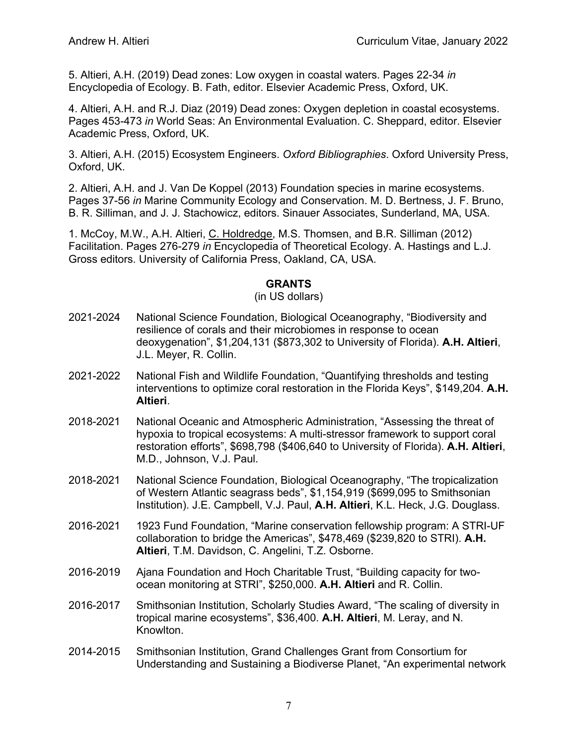5. Altieri, A.H. (2019) Dead zones: Low oxygen in coastal waters. Pages 22-34 *in* Encyclopedia of Ecology. B. Fath, editor. Elsevier Academic Press, Oxford, UK.

4. Altieri, A.H. and R.J. Diaz (2019) Dead zones: Oxygen depletion in coastal ecosystems. Pages 453-473 *in* World Seas: An Environmental Evaluation. C. Sheppard, editor. Elsevier Academic Press, Oxford, UK.

3. Altieri, A.H. (2015) Ecosystem Engineers. *Oxford Bibliographies*. Oxford University Press, Oxford, UK.

2. Altieri, A.H. and J. Van De Koppel (2013) Foundation species in marine ecosystems. Pages 37-56 *in* Marine Community Ecology and Conservation. M. D. Bertness, J. F. Bruno, B. R. Silliman, and J. J. Stachowicz, editors. Sinauer Associates, Sunderland, MA, USA.

1. McCoy, M.W., A.H. Altieri, <u>C. Holdredge</u>, M.S. Thomsen, and B.R. Silliman (2012) Facilitation. Pages 276-279 *in* Encyclopedia of Theoretical Ecology. A. Hastings and L.J. Gross editors. University of California Press, Oakland, CA, USA.

## GRANTS

(in US dollars)

2021-2024 National Science Foundation, Biological Oceanography, "Biodiversity and resilience of corals and their microbiomes in response to ocean deoxygenation", $1,204,131 ($873,302 to University of Florida). **A.H. Altieri**, J.L. Meyer, R. Collin.

2021-2022 National Fish and Wildlife Foundation, "Quantifying thresholds and testing interventions to optimize coral restoration in the Florida Keys", $149,204. **A.H. Altieri**.

2018-2021 National Oceanic and Atmospheric Administration, "Assessing the threat of hypoxia to tropical ecosystems: A multi-stressor framework to support coral restoration efforts", $698,798 ($406,640 to University of Florida). **A.H. Altieri**, M.D., Johnson, V.J. Paul.

2018-2021 National Science Foundation, Biological Oceanography, "The tropicalization of Western Atlantic seagrass beds", $1,154,919 ($699,095 to Smithsonian Institution). J.E. Campbell, V.J. Paul, **A.H. Altieri**, K.L. Heck, J.G. Douglass.

2016-2021 1923 Fund Foundation, "Marine conservation fellowship program: A STRI-UF collaboration to bridge the Americas", $478,469 ($239,820 to STRI). **A.H. Altieri**, T.M. Davidson, C. Angelini, T.Z. Osborne.

2016-2019 Ajana Foundation and Hoch Charitable Trust, "Building capacity for two-ocean monitoring at STRI", $250,000. **A.H. Altieri** and R. Collin.

2016-2017 Smithsonian Institution, Scholarly Studies Award, "The scaling of diversity in tropical marine ecosystems", $36,400. **A.H. Altieri**, M. Leray, and N. Knowlton.

2014-2015 Smithsonian Institution, Grand Challenges Grant from Consortium for Understanding and Sustaining a Biodiverse Planet, "An experimental network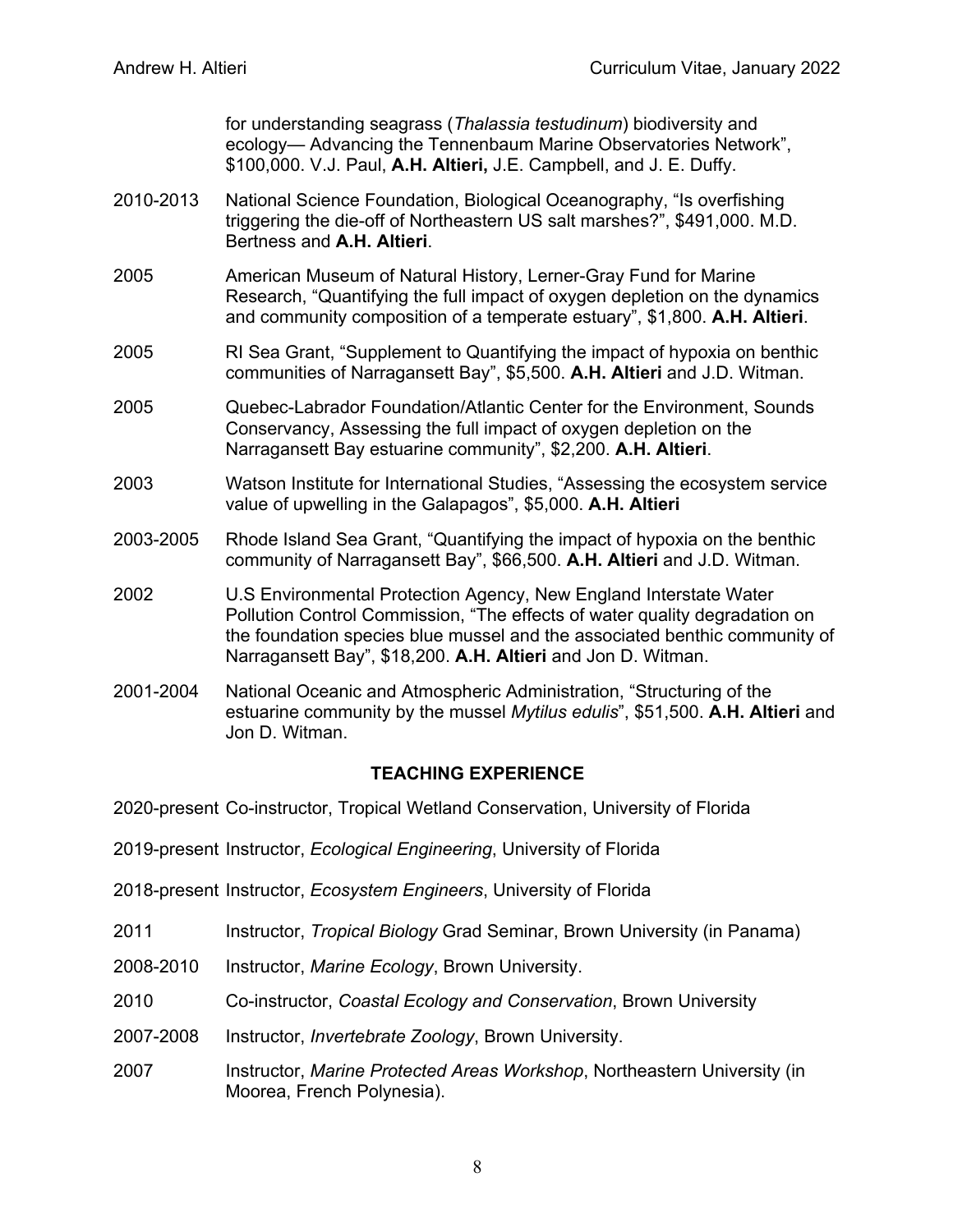for understanding seagrass (*Thalassia testudinum*) biodiversity and ecology— Advancing the Tennenbaum Marine Observatories Network", $100,000. V.J. Paul, **A.H. Altieri,** J.E. Campbell, and J. E. Duffy.

2010-2013 National Science Foundation, Biological Oceanography, "Is overfishing triggering the die-off of Northeastern US salt marshes?", $491,000. M.D. Bertness and **A.H. Altieri**.

2005 American Museum of Natural History, Lerner-Gray Fund for Marine Research, "Quantifying the full impact of oxygen depletion on the dynamics and community composition of a temperate estuary", $1,800. **A.H. Altieri**.

2005 RI Sea Grant, "Supplement to Quantifying the impact of hypoxia on benthic communities of Narragansett Bay", $5,500. **A.H. Altieri** and J.D. Witman.

2005 Quebec-Labrador Foundation/Atlantic Center for the Environment, Sounds Conservancy, Assessing the full impact of oxygen depletion on the Narragansett Bay estuarine community", $2,200. **A.H. Altieri**.

2003 Watson Institute for International Studies, "Assessing the ecosystem service value of upwelling in the Galapagos", $5,000. **A.H. Altieri**

2003-2005 Rhode Island Sea Grant, "Quantifying the impact of hypoxia on the benthic community of Narragansett Bay", $66,500. **A.H. Altieri** and J.D. Witman.

2002 U.S Environmental Protection Agency, New England Interstate Water Pollution Control Commission, "The effects of water quality degradation on the foundation species blue mussel and the associated benthic community of Narragansett Bay", $18,200. **A.H. Altieri** and Jon D. Witman.

2001-2004 National Oceanic and Atmospheric Administration, "Structuring of the estuarine community by the mussel *Mytilus edulis*", $51,500. **A.H. Altieri** and Jon D. Witman.

## TEACHING EXPERIENCE

2020-present Co-instructor, Tropical Wetland Conservation, University of Florida

2019-present Instructor, *Ecological Engineering*, University of Florida

2018-present Instructor, *Ecosystem Engineers*, University of Florida

2011 Instructor, *Tropical Biology* Grad Seminar, Brown University (in Panama)

2008-2010 Instructor, *Marine Ecology*, Brown University.

2010 Co-instructor, *Coastal Ecology and Conservation*, Brown University

2007-2008 Instructor, *Invertebrate Zoology*, Brown University.

2007 Instructor, *Marine Protected Areas Workshop*, Northeastern University (in Moorea, French Polynesia).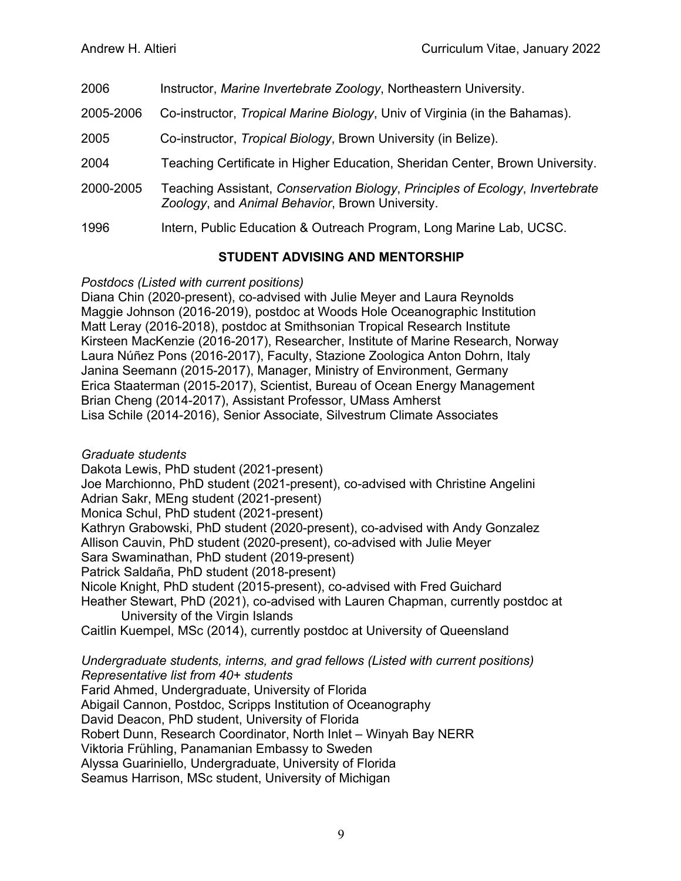2006 Instructor, *Marine Invertebrate Zoology*, Northeastern University.

2005-2006 Co-instructor, *Tropical Marine Biology*, Univ of Virginia (in the Bahamas).

2005 Co-instructor, *Tropical Biology*, Brown University (in Belize).

2004 Teaching Certificate in Higher Education, Sheridan Center, Brown University.

2000-2005 Teaching Assistant, *Conservation Biology*, *Principles of Ecology*, *Invertebrate Zoology*, and *Animal Behavior*, Brown University.

1996 Intern, Public Education & Outreach Program, Long Marine Lab, UCSC.

## STUDENT ADVISING AND MENTORSHIP

*Postdocs (Listed with current positions)*

Diana Chin (2020-present), co-advised with Julie Meyer and Laura Reynolds
Maggie Johnson (2016-2019), postdoc at Woods Hole Oceanographic Institution
Matt Leray (2016-2018), postdoc at Smithsonian Tropical Research Institute
Kirsteen MacKenzie (2016-2017), Researcher, Institute of Marine Research, Norway
Laura Núñez Pons (2016-2017), Faculty, Stazione Zoologica Anton Dohrn, Italy
Janina Seemann (2015-2017), Manager, Ministry of Environment, Germany
Erica Staaterman (2015-2017), Scientist, Bureau of Ocean Energy Management
Brian Cheng (2014-2017), Assistant Professor, UMass Amherst
Lisa Schile (2014-2016), Senior Associate, Silvestrum Climate Associates

*Graduate students*

Dakota Lewis, PhD student (2021-present)
Joe Marchionno, PhD student (2021-present), co-advised with Christine Angelini
Adrian Sakr, MEng student (2021-present)
Monica Schul, PhD student (2021-present)
Kathryn Grabowski, PhD student (2020-present), co-advised with Andy Gonzalez
Allison Cauvin, PhD student (2020-present), co-advised with Julie Meyer
Sara Swaminathan, PhD student (2019-present)
Patrick Saldaña, PhD student (2018-present)
Nicole Knight, PhD student (2015-present), co-advised with Fred Guichard
Heather Stewart, PhD (2021), co-advised with Lauren Chapman, currently postdoc at University of the Virgin Islands
Caitlin Kuempel, MSc (2014), currently postdoc at University of Queensland

*Undergraduate students, interns, and grad fellows (Listed with current positions)*
*Representative list from 40+ students*

Farid Ahmed, Undergraduate, University of Florida
Abigail Cannon, Postdoc, Scripps Institution of Oceanography
David Deacon, PhD student, University of Florida
Robert Dunn, Research Coordinator, North Inlet – Winyah Bay NERR
Viktoria Frühling, Panamanian Embassy to Sweden
Alyssa Guariniello, Undergraduate, University of Florida
Seamus Harrison, MSc student, University of Michigan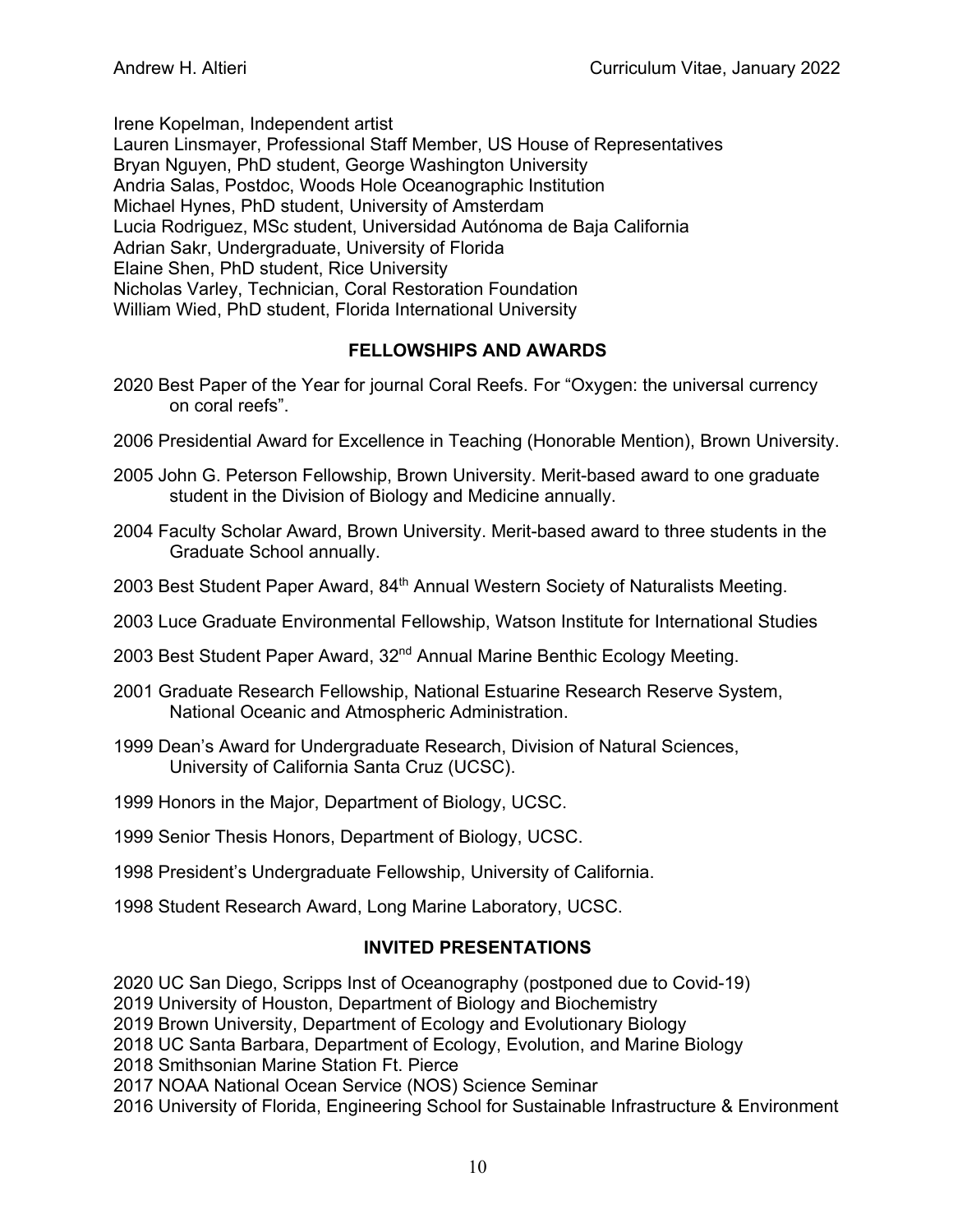Irene Kopelman, Independent artist
Lauren Linsmayer, Professional Staff Member, US House of Representatives
Bryan Nguyen, PhD student, George Washington University
Andria Salas, Postdoc, Woods Hole Oceanographic Institution
Michael Hynes, PhD student, University of Amsterdam
Lucia Rodriguez, MSc student, Universidad Autónoma de Baja California
Adrian Sakr, Undergraduate, University of Florida
Elaine Shen, PhD student, Rice University
Nicholas Varley, Technician, Coral Restoration Foundation
William Wied, PhD student, Florida International University

## FELLOWSHIPS AND AWARDS

2020 Best Paper of the Year for journal Coral Reefs. For "Oxygen: the universal currency on coral reefs".

2006 Presidential Award for Excellence in Teaching (Honorable Mention), Brown University.

2005 John G. Peterson Fellowship, Brown University. Merit-based award to one graduate student in the Division of Biology and Medicine annually.

2004 Faculty Scholar Award, Brown University. Merit-based award to three students in the Graduate School annually.

2003 Best Student Paper Award, 84th Annual Western Society of Naturalists Meeting.

2003 Luce Graduate Environmental Fellowship, Watson Institute for International Studies

2003 Best Student Paper Award, 32nd Annual Marine Benthic Ecology Meeting.

2001 Graduate Research Fellowship, National Estuarine Research Reserve System, National Oceanic and Atmospheric Administration.

1999 Dean's Award for Undergraduate Research, Division of Natural Sciences, University of California Santa Cruz (UCSC).

1999 Honors in the Major, Department of Biology, UCSC.

1999 Senior Thesis Honors, Department of Biology, UCSC.

1998 President's Undergraduate Fellowship, University of California.

1998 Student Research Award, Long Marine Laboratory, UCSC.

## INVITED PRESENTATIONS

2020 UC San Diego, Scripps Inst of Oceanography (postponed due to Covid-19)
2019 University of Houston, Department of Biology and Biochemistry
2019 Brown University, Department of Ecology and Evolutionary Biology
2018 UC Santa Barbara, Department of Ecology, Evolution, and Marine Biology
2018 Smithsonian Marine Station Ft. Pierce
2017 NOAA National Ocean Service (NOS) Science Seminar
2016 University of Florida, Engineering School for Sustainable Infrastructure & Environment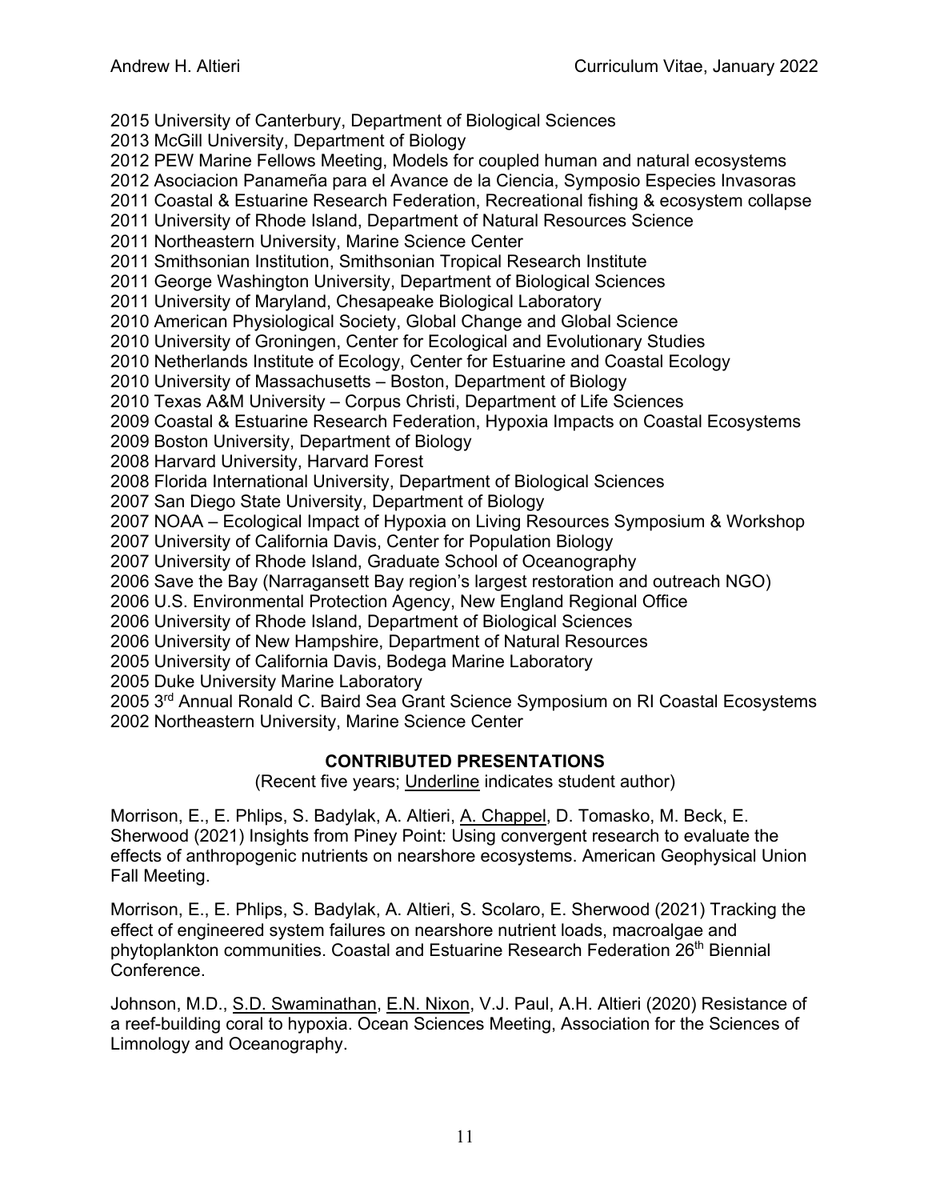2015 University of Canterbury, Department of Biological Sciences
2013 McGill University, Department of Biology
2012 PEW Marine Fellows Meeting, Models for coupled human and natural ecosystems
2012 Asociacion Panameña para el Avance de la Ciencia, Symposio Especies Invasoras
2011 Coastal & Estuarine Research Federation, Recreational fishing & ecosystem collapse
2011 University of Rhode Island, Department of Natural Resources Science
2011 Northeastern University, Marine Science Center
2011 Smithsonian Institution, Smithsonian Tropical Research Institute
2011 George Washington University, Department of Biological Sciences
2011 University of Maryland, Chesapeake Biological Laboratory
2010 American Physiological Society, Global Change and Global Science
2010 University of Groningen, Center for Ecological and Evolutionary Studies
2010 Netherlands Institute of Ecology, Center for Estuarine and Coastal Ecology
2010 University of Massachusetts – Boston, Department of Biology
2010 Texas A&M University – Corpus Christi, Department of Life Sciences
2009 Coastal & Estuarine Research Federation, Hypoxia Impacts on Coastal Ecosystems
2009 Boston University, Department of Biology
2008 Harvard University, Harvard Forest
2008 Florida International University, Department of Biological Sciences
2007 San Diego State University, Department of Biology
2007 NOAA – Ecological Impact of Hypoxia on Living Resources Symposium & Workshop
2007 University of California Davis, Center for Population Biology
2007 University of Rhode Island, Graduate School of Oceanography
2006 Save the Bay (Narragansett Bay region's largest restoration and outreach NGO)
2006 U.S. Environmental Protection Agency, New England Regional Office
2006 University of Rhode Island, Department of Biological Sciences
2006 University of New Hampshire, Department of Natural Resources
2005 University of California Davis, Bodega Marine Laboratory
2005 Duke University Marine Laboratory
2005 3rd Annual Ronald C. Baird Sea Grant Science Symposium on RI Coastal Ecosystems
2002 Northeastern University, Marine Science Center

## CONTRIBUTED PRESENTATIONS

(Recent five years; <u>Underline</u> indicates student author)

Morrison, E., E. Phlips, S. Badylak, A. Altieri, <u>A. Chappel</u>, D. Tomasko, M. Beck, E. Sherwood (2021) Insights from Piney Point: Using convergent research to evaluate the effects of anthropogenic nutrients on nearshore ecosystems. American Geophysical Union Fall Meeting.

Morrison, E., E. Phlips, S. Badylak, A. Altieri, S. Scolaro, E. Sherwood (2021) Tracking the effect of engineered system failures on nearshore nutrient loads, macroalgae and phytoplankton communities. Coastal and Estuarine Research Federation 26th Biennial Conference.

Johnson, M.D., <u>S.D. Swaminathan</u>, <u>E.N. Nixon</u>, V.J. Paul, A.H. Altieri (2020) Resistance of a reef-building coral to hypoxia. Ocean Sciences Meeting, Association for the Sciences of Limnology and Oceanography.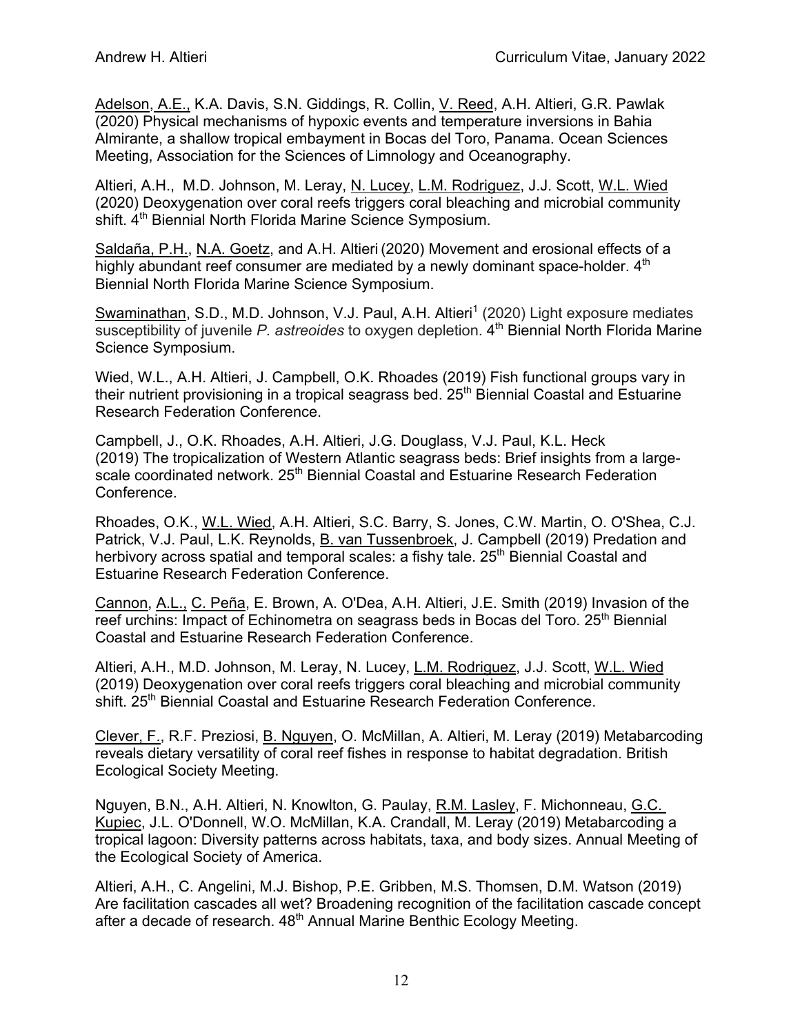Adelson, A.E., K.A. Davis, S.N. Giddings, R. Collin, V. Reed, A.H. Altieri, G.R. Pawlak (2020) Physical mechanisms of hypoxic events and temperature inversions in Bahia Almirante, a shallow tropical embayment in Bocas del Toro, Panama. Ocean Sciences Meeting, Association for the Sciences of Limnology and Oceanography.

Altieri, A.H., M.D. Johnson, M. Leray, N. Lucey, L.M. Rodriguez, J.J. Scott, W.L. Wied (2020) Deoxygenation over coral reefs triggers coral bleaching and microbial community shift. 4th Biennial North Florida Marine Science Symposium.

Saldaña, P.H., N.A. Goetz, and A.H. Altieri (2020) Movement and erosional effects of a highly abundant reef consumer are mediated by a newly dominant space-holder. 4th Biennial North Florida Marine Science Symposium.

Swaminathan, S.D., M.D. Johnson, V.J. Paul, A.H. Altieri[1] (2020) Light exposure mediates susceptibility of juvenile *P. astreoides* to oxygen depletion. 4th Biennial North Florida Marine Science Symposium.

Wied, W.L., A.H. Altieri, J. Campbell, O.K. Rhoades (2019) Fish functional groups vary in their nutrient provisioning in a tropical seagrass bed. 25th Biennial Coastal and Estuarine Research Federation Conference.

Campbell, J., O.K. Rhoades, A.H. Altieri, J.G. Douglass, V.J. Paul, K.L. Heck (2019) The tropicalization of Western Atlantic seagrass beds: Brief insights from a large-scale coordinated network. 25th Biennial Coastal and Estuarine Research Federation Conference.

Rhoades, O.K., W.L. Wied, A.H. Altieri, S.C. Barry, S. Jones, C.W. Martin, O. O'Shea, C.J. Patrick, V.J. Paul, L.K. Reynolds, B. van Tussenbroek, J. Campbell (2019) Predation and herbivory across spatial and temporal scales: a fishy tale. 25th Biennial Coastal and Estuarine Research Federation Conference.

Cannon, A.L., C. Peña, E. Brown, A. O'Dea, A.H. Altieri, J.E. Smith (2019) Invasion of the reef urchins: Impact of Echinometra on seagrass beds in Bocas del Toro. 25th Biennial Coastal and Estuarine Research Federation Conference.

Altieri, A.H., M.D. Johnson, M. Leray, N. Lucey, L.M. Rodriguez, J.J. Scott, W.L. Wied (2019) Deoxygenation over coral reefs triggers coral bleaching and microbial community shift. 25th Biennial Coastal and Estuarine Research Federation Conference.

Clever, F., R.F. Preziosi, B. Nguyen, O. McMillan, A. Altieri, M. Leray (2019) Metabarcoding reveals dietary versatility of coral reef fishes in response to habitat degradation. British Ecological Society Meeting.

Nguyen, B.N., A.H. Altieri, N. Knowlton, G. Paulay, R.M. Lasley, F. Michonneau, G.C. Kupiec, J.L. O'Donnell, W.O. McMillan, K.A. Crandall, M. Leray (2019) Metabarcoding a tropical lagoon: Diversity patterns across habitats, taxa, and body sizes. Annual Meeting of the Ecological Society of America.

Altieri, A.H., C. Angelini, M.J. Bishop, P.E. Gribben, M.S. Thomsen, D.M. Watson (2019) Are facilitation cascades all wet? Broadening recognition of the facilitation cascade concept after a decade of research. 48th Annual Marine Benthic Ecology Meeting.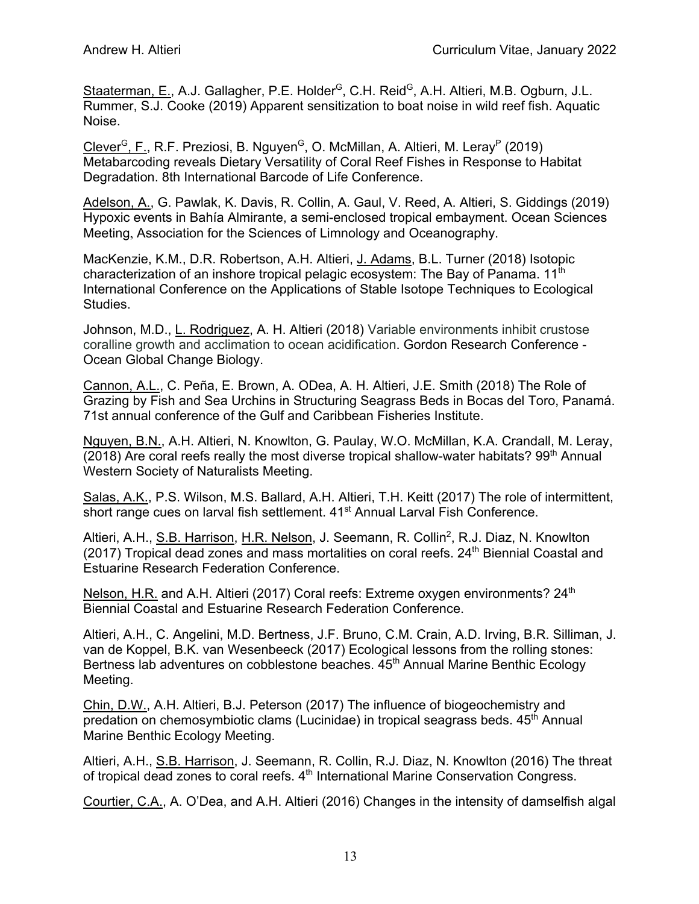Staaterman, E., A.J. Gallagher, P.E. Holder[G], C.H. Reid[G], A.H. Altieri, M.B. Ogburn, J.L. Rummer, S.J. Cooke (2019) Apparent sensitization to boat noise in wild reef fish. Aquatic Noise.

Clever[G], F., R.F. Preziosi, B. Nguyen[G], O. McMillan, A. Altieri, M. Leray[P] (2019) Metabarcoding reveals Dietary Versatility of Coral Reef Fishes in Response to Habitat Degradation. 8th International Barcode of Life Conference.

Adelson, A., G. Pawlak, K. Davis, R. Collin, A. Gaul, V. Reed, A. Altieri, S. Giddings (2019) Hypoxic events in Bahía Almirante, a semi-enclosed tropical embayment. Ocean Sciences Meeting, Association for the Sciences of Limnology and Oceanography.

MacKenzie, K.M., D.R. Robertson, A.H. Altieri, J. Adams, B.L. Turner (2018) Isotopic characterization of an inshore tropical pelagic ecosystem: The Bay of Panama. 11th International Conference on the Applications of Stable Isotope Techniques to Ecological Studies.

Johnson, M.D., L. Rodriguez, A. H. Altieri (2018) Variable environments inhibit crustose coralline growth and acclimation to ocean acidification. Gordon Research Conference - Ocean Global Change Biology.

Cannon, A.L., C. Peña, E. Brown, A. ODea, A. H. Altieri, J.E. Smith (2018) The Role of Grazing by Fish and Sea Urchins in Structuring Seagrass Beds in Bocas del Toro, Panamá. 71st annual conference of the Gulf and Caribbean Fisheries Institute.

Nguyen, B.N., A.H. Altieri, N. Knowlton, G. Paulay, W.O. McMillan, K.A. Crandall, M. Leray, (2018) Are coral reefs really the most diverse tropical shallow-water habitats? 99th Annual Western Society of Naturalists Meeting.

Salas, A.K., P.S. Wilson, M.S. Ballard, A.H. Altieri, T.H. Keitt (2017) The role of intermittent, short range cues on larval fish settlement. 41st Annual Larval Fish Conference.

Altieri, A.H., S.B. Harrison, H.R. Nelson, J. Seemann, R. Collin[2], R.J. Diaz, N. Knowlton (2017) Tropical dead zones and mass mortalities on coral reefs. 24th Biennial Coastal and Estuarine Research Federation Conference.

Nelson, H.R. and A.H. Altieri (2017) Coral reefs: Extreme oxygen environments? 24th Biennial Coastal and Estuarine Research Federation Conference.

Altieri, A.H., C. Angelini, M.D. Bertness, J.F. Bruno, C.M. Crain, A.D. Irving, B.R. Silliman, J. van de Koppel, B.K. van Wesenbeeck (2017) Ecological lessons from the rolling stones: Bertness lab adventures on cobblestone beaches. 45th Annual Marine Benthic Ecology Meeting.

Chin, D.W., A.H. Altieri, B.J. Peterson (2017) The influence of biogeochemistry and predation on chemosymbiotic clams (Lucinidae) in tropical seagrass beds. 45th Annual Marine Benthic Ecology Meeting.

Altieri, A.H., S.B. Harrison, J. Seemann, R. Collin, R.J. Diaz, N. Knowlton (2016) The threat of tropical dead zones to coral reefs. 4th International Marine Conservation Congress.

Courtier, C.A., A. O'Dea, and A.H. Altieri (2016) Changes in the intensity of damselfish algal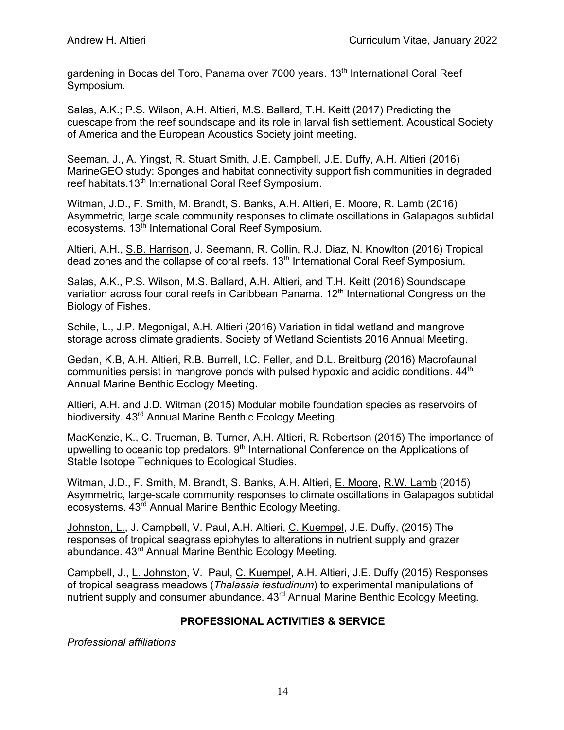gardening in Bocas del Toro, Panama over 7000 years. 13th International Coral Reef Symposium.

Salas, A.K.; P.S. Wilson, A.H. Altieri, M.S. Ballard, T.H. Keitt (2017) Predicting the cuescape from the reef soundscape and its role in larval fish settlement. Acoustical Society of America and the European Acoustics Society joint meeting.

Seeman, J., A. Yingst, R. Stuart Smith, J.E. Campbell, J.E. Duffy, A.H. Altieri (2016) MarineGEO study: Sponges and habitat connectivity support fish communities in degraded reef habitats.13th International Coral Reef Symposium.

Witman, J.D., F. Smith, M. Brandt, S. Banks, A.H. Altieri, E. Moore, R. Lamb (2016) Asymmetric, large scale community responses to climate oscillations in Galapagos subtidal ecosystems. 13th International Coral Reef Symposium.

Altieri, A.H., S.B. Harrison, J. Seemann, R. Collin, R.J. Diaz, N. Knowlton (2016) Tropical dead zones and the collapse of coral reefs. 13th International Coral Reef Symposium.

Salas, A.K., P.S. Wilson, M.S. Ballard, A.H. Altieri, and T.H. Keitt (2016) Soundscape variation across four coral reefs in Caribbean Panama. 12th International Congress on the Biology of Fishes.

Schile, L., J.P. Megonigal, A.H. Altieri (2016) Variation in tidal wetland and mangrove storage across climate gradients. Society of Wetland Scientists 2016 Annual Meeting.

Gedan, K.B, A.H. Altieri, R.B. Burrell, I.C. Feller, and D.L. Breitburg (2016) Macrofaunal communities persist in mangrove ponds with pulsed hypoxic and acidic conditions. 44th Annual Marine Benthic Ecology Meeting.

Altieri, A.H. and J.D. Witman (2015) Modular mobile foundation species as reservoirs of biodiversity. 43rd Annual Marine Benthic Ecology Meeting.

MacKenzie, K., C. Trueman, B. Turner, A.H. Altieri, R. Robertson (2015) The importance of upwelling to oceanic top predators. 9th International Conference on the Applications of Stable Isotope Techniques to Ecological Studies.

Witman, J.D., F. Smith, M. Brandt, S. Banks, A.H. Altieri, E. Moore, R.W. Lamb (2015) Asymmetric, large-scale community responses to climate oscillations in Galapagos subtidal ecosystems. 43rd Annual Marine Benthic Ecology Meeting.

Johnston, L., J. Campbell, V. Paul, A.H. Altieri, C. Kuempel, J.E. Duffy, (2015) The responses of tropical seagrass epiphytes to alterations in nutrient supply and grazer abundance. 43rd Annual Marine Benthic Ecology Meeting.

Campbell, J., L. Johnston, V. Paul, C. Kuempel, A.H. Altieri, J.E. Duffy (2015) Responses of tropical seagrass meadows (*Thalassia testudinum*) to experimental manipulations of nutrient supply and consumer abundance. 43rd Annual Marine Benthic Ecology Meeting.

## PROFESSIONAL ACTIVITIES & SERVICE

*Professional affiliations*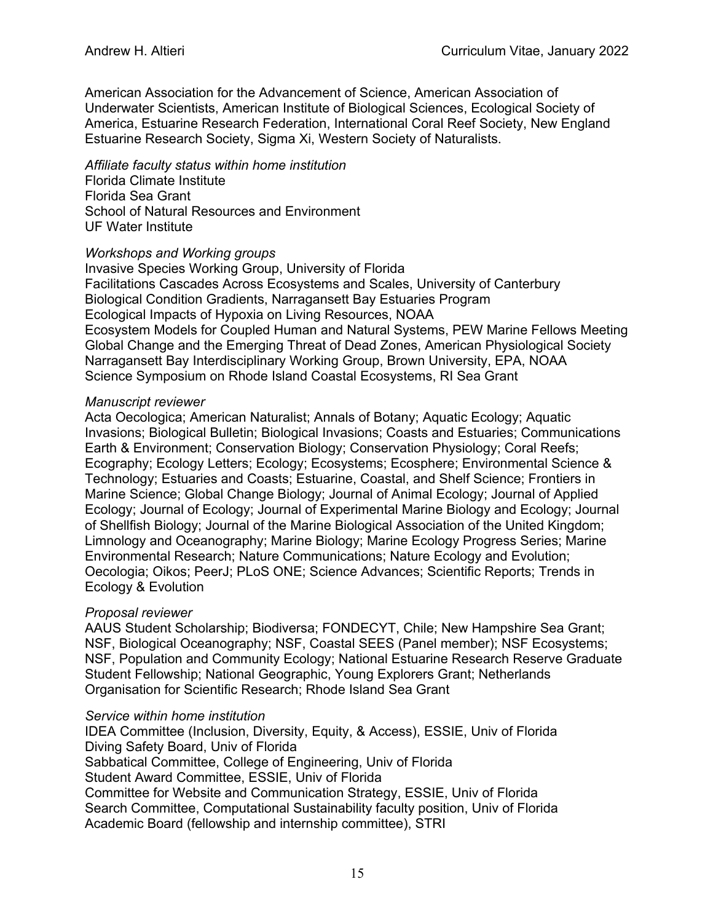American Association for the Advancement of Science, American Association of Underwater Scientists, American Institute of Biological Sciences, Ecological Society of America, Estuarine Research Federation, International Coral Reef Society, New England Estuarine Research Society, Sigma Xi, Western Society of Naturalists.

*Affiliate faculty status within home institution*

Florida Climate Institute
Florida Sea Grant
School of Natural Resources and Environment
UF Water Institute

*Workshops and Working groups*

Invasive Species Working Group, University of Florida
Facilitations Cascades Across Ecosystems and Scales, University of Canterbury
Biological Condition Gradients, Narragansett Bay Estuaries Program
Ecological Impacts of Hypoxia on Living Resources, NOAA
Ecosystem Models for Coupled Human and Natural Systems, PEW Marine Fellows Meeting
Global Change and the Emerging Threat of Dead Zones, American Physiological Society
Narragansett Bay Interdisciplinary Working Group, Brown University, EPA, NOAA
Science Symposium on Rhode Island Coastal Ecosystems, RI Sea Grant

*Manuscript reviewer*

Acta Oecologica; American Naturalist; Annals of Botany; Aquatic Ecology; Aquatic Invasions; Biological Bulletin; Biological Invasions; Coasts and Estuaries; Communications Earth & Environment; Conservation Biology; Conservation Physiology; Coral Reefs; Ecography; Ecology Letters; Ecology; Ecosystems; Ecosphere; Environmental Science & Technology; Estuaries and Coasts; Estuarine, Coastal, and Shelf Science; Frontiers in Marine Science; Global Change Biology; Journal of Animal Ecology; Journal of Applied Ecology; Journal of Ecology; Journal of Experimental Marine Biology and Ecology; Journal of Shellfish Biology; Journal of the Marine Biological Association of the United Kingdom; Limnology and Oceanography; Marine Biology; Marine Ecology Progress Series; Marine Environmental Research; Nature Communications; Nature Ecology and Evolution; Oecologia; Oikos; PeerJ; PLoS ONE; Science Advances; Scientific Reports; Trends in Ecology & Evolution

*Proposal reviewer*

AAUS Student Scholarship; Biodiversa; FONDECYT, Chile; New Hampshire Sea Grant; NSF, Biological Oceanography; NSF, Coastal SEES (Panel member); NSF Ecosystems; NSF, Population and Community Ecology; National Estuarine Research Reserve Graduate Student Fellowship; National Geographic, Young Explorers Grant; Netherlands Organisation for Scientific Research; Rhode Island Sea Grant

*Service within home institution*

IDEA Committee (Inclusion, Diversity, Equity, & Access), ESSIE, Univ of Florida
Diving Safety Board, Univ of Florida
Sabbatical Committee, College of Engineering, Univ of Florida
Student Award Committee, ESSIE, Univ of Florida
Committee for Website and Communication Strategy, ESSIE, Univ of Florida
Search Committee, Computational Sustainability faculty position, Univ of Florida
Academic Board (fellowship and internship committee), STRI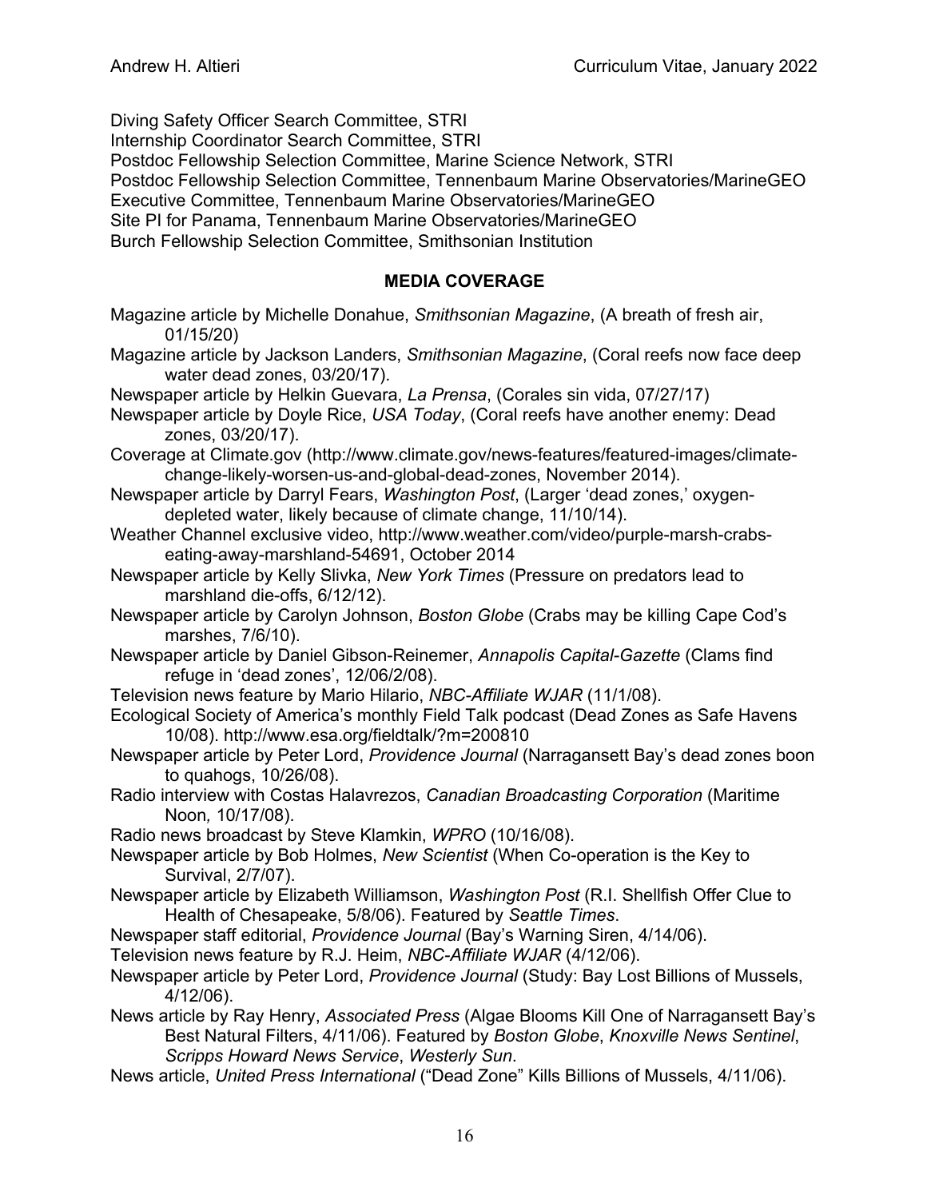Diving Safety Officer Search Committee, STRI
Internship Coordinator Search Committee, STRI
Postdoc Fellowship Selection Committee, Marine Science Network, STRI
Postdoc Fellowship Selection Committee, Tennenbaum Marine Observatories/MarineGEO
Executive Committee, Tennenbaum Marine Observatories/MarineGEO
Site PI for Panama, Tennenbaum Marine Observatories/MarineGEO
Burch Fellowship Selection Committee, Smithsonian Institution

## MEDIA COVERAGE

Magazine article by Michelle Donahue, *Smithsonian Magazine*, (A breath of fresh air, 01/15/20)

Magazine article by Jackson Landers, *Smithsonian Magazine*, (Coral reefs now face deep water dead zones, 03/20/17).

Newspaper article by Helkin Guevara, *La Prensa*, (Corales sin vida, 07/27/17)

Newspaper article by Doyle Rice, *USA Today*, (Coral reefs have another enemy: Dead zones, 03/20/17).

Coverage at Climate.gov (http://www.climate.gov/news-features/featured-images/climate-change-likely-worsen-us-and-global-dead-zones, November 2014).

Newspaper article by Darryl Fears, *Washington Post*, (Larger 'dead zones,' oxygen-depleted water, likely because of climate change, 11/10/14).

Weather Channel exclusive video, http://www.weather.com/video/purple-marsh-crabs-eating-away-marshland-54691, October 2014

Newspaper article by Kelly Slivka, *New York Times* (Pressure on predators lead to marshland die-offs, 6/12/12).

Newspaper article by Carolyn Johnson, *Boston Globe* (Crabs may be killing Cape Cod's marshes, 7/6/10).

Newspaper article by Daniel Gibson-Reinemer, *Annapolis Capital-Gazette* (Clams find refuge in 'dead zones', 12/06/2/08).

Television news feature by Mario Hilario, *NBC-Affiliate WJAR* (11/1/08).

Ecological Society of America's monthly Field Talk podcast (Dead Zones as Safe Havens 10/08). http://www.esa.org/fieldtalk/?m=200810

Newspaper article by Peter Lord, *Providence Journal* (Narragansett Bay's dead zones boon to quahogs, 10/26/08).

Radio interview with Costas Halavrezos, *Canadian Broadcasting Corporation* (Maritime Noon*,* 10/17/08).

Radio news broadcast by Steve Klamkin, *WPRO* (10/16/08).

Newspaper article by Bob Holmes, *New Scientist* (When Co-operation is the Key to Survival, 2/7/07).

Newspaper article by Elizabeth Williamson, *Washington Post* (R.I. Shellfish Offer Clue to Health of Chesapeake, 5/8/06). Featured by *Seattle Times*.

Newspaper staff editorial, *Providence Journal* (Bay's Warning Siren, 4/14/06).

Television news feature by R.J. Heim, *NBC-Affiliate WJAR* (4/12/06).

Newspaper article by Peter Lord, *Providence Journal* (Study: Bay Lost Billions of Mussels, 4/12/06).

News article by Ray Henry, *Associated Press* (Algae Blooms Kill One of Narragansett Bay's Best Natural Filters, 4/11/06). Featured by *Boston Globe*, *Knoxville News Sentinel*, *Scripps Howard News Service*, *Westerly Sun*.

News article, *United Press International* ("Dead Zone" Kills Billions of Mussels, 4/11/06).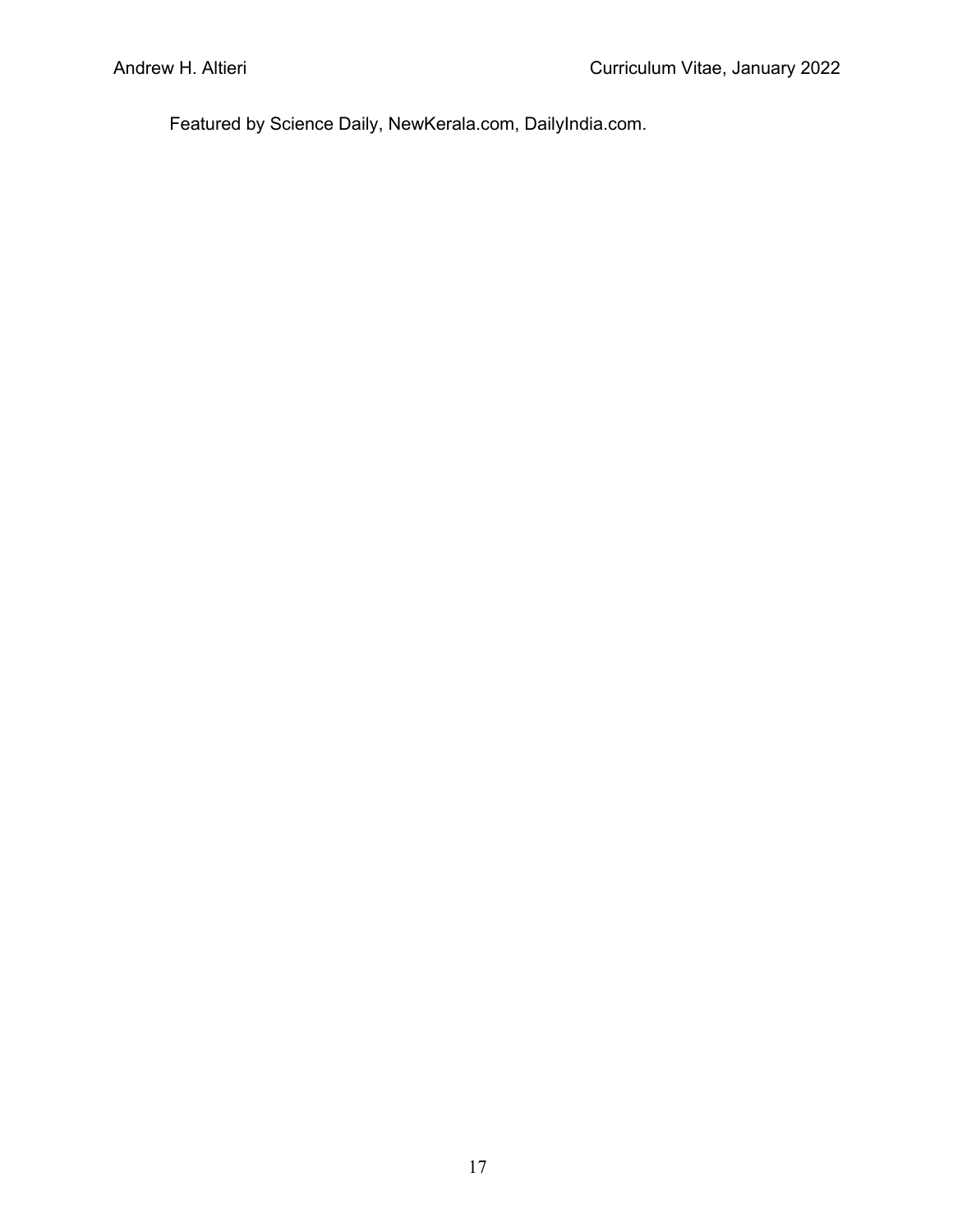Featured by Science Daily, NewKerala.com, DailyIndia.com.